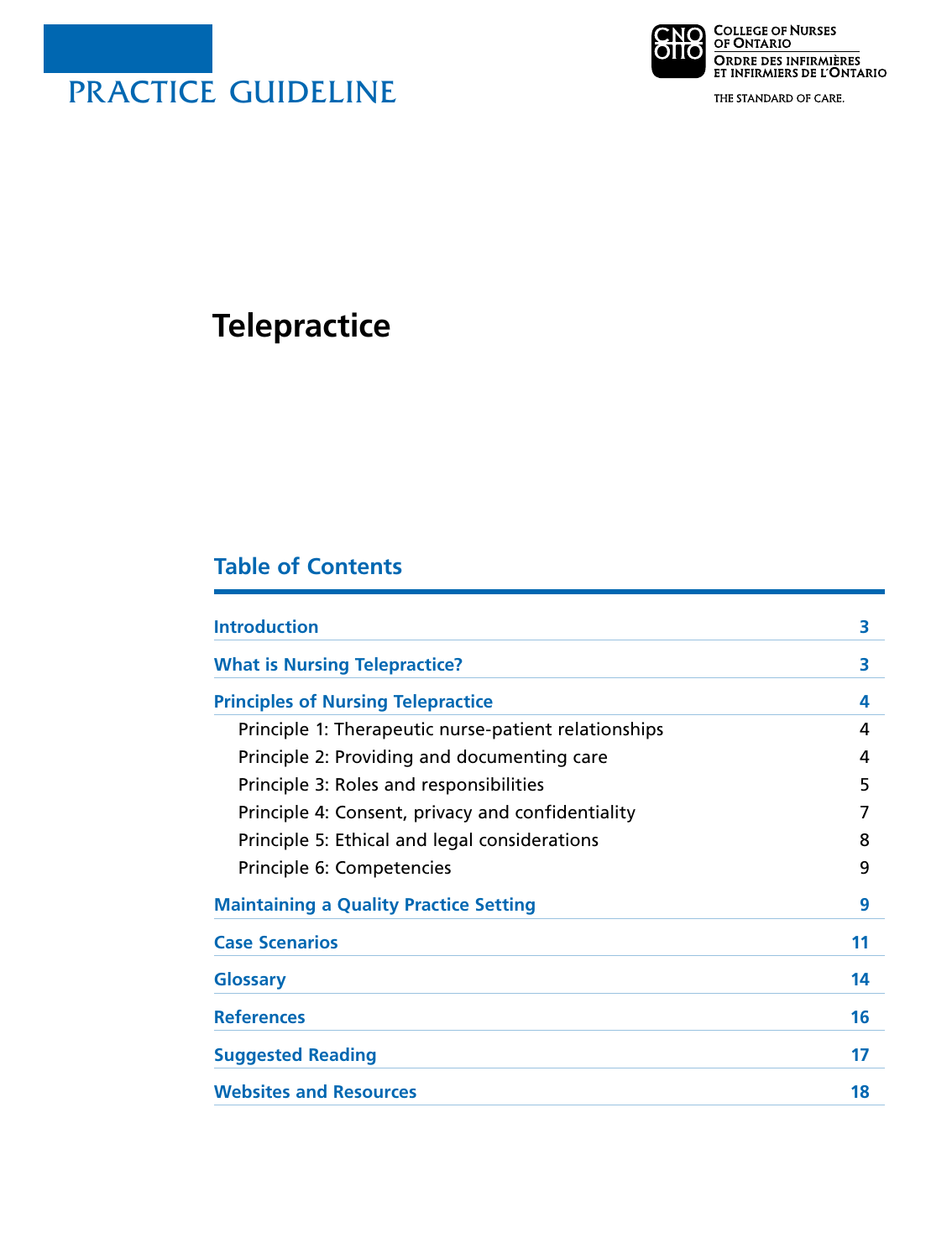PRACTICE GUIDELINE

College of Nurses of Ontario
Ordre des infirmières et infirmiers de l'Ontario

THE STANDARD OF CARE.

# Telepractice

## Table of Contents

| | |
|---|---|
| **Introduction** | **3** |
| **What is Nursing Telepractice?** | **3** |
| **Principles of Nursing Telepractice** | **4** |
| Principle 1: Therapeutic nurse-patient relationships | 4 |
| Principle 2: Providing and documenting care | 4 |
| Principle 3: Roles and responsibilities | 5 |
| Principle 4: Consent, privacy and confidentiality | 7 |
| Principle 5: Ethical and legal considerations | 8 |
| Principle 6: Competencies | 9 |
| **Maintaining a Quality Practice Setting** | **9** |
| **Case Scenarios** | **11** |
| **Glossary** | **14** |
| **References** | **16** |
| **Suggested Reading** | **17** |
| **Websites and Resources** | **18** |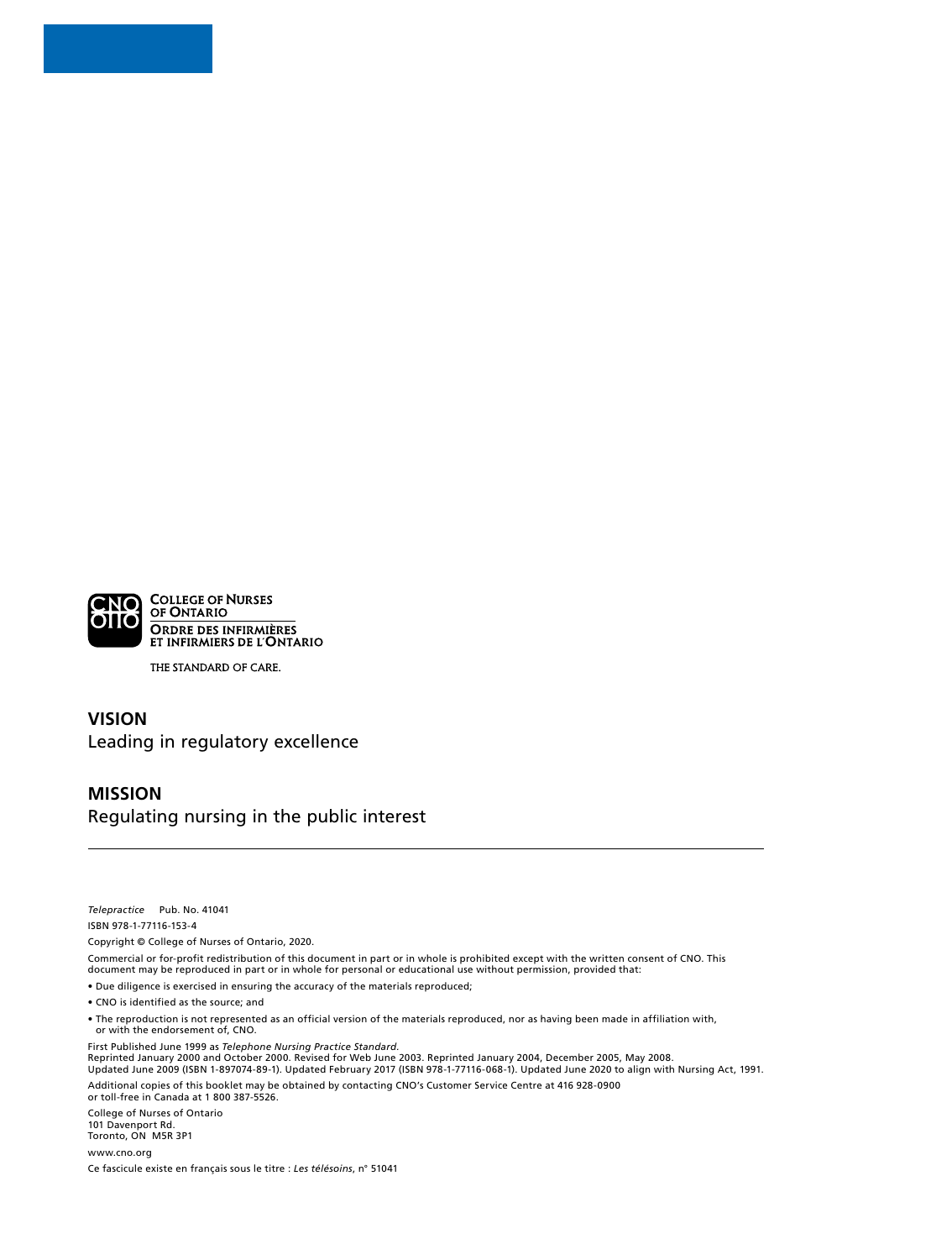COLLEGE OF NURSES OF ONTARIO
ORDRE DES INFIRMIÈRES ET INFIRMIERS DE L'ONTARIO

THE STANDARD OF CARE.

**VISION**

Leading in regulatory excellence

**MISSION**

Regulating nursing in the public interest

---

*Telepractice* Pub. No. 41041

ISBN 978-1-77116-153-4

Copyright © College of Nurses of Ontario, 2020.

Commercial or for-profit redistribution of this document in part or in whole is prohibited except with the written consent of CNO. This document may be reproduced in part or in whole for personal or educational use without permission, provided that:

- Due diligence is exercised in ensuring the accuracy of the materials reproduced;
- CNO is identified as the source; and
- The reproduction is not represented as an official version of the materials reproduced, nor as having been made in affiliation with, or with the endorsement of, CNO.

First Published June 1999 as *Telephone Nursing Practice Standard*.
Reprinted January 2000 and October 2000. Revised for Web June 2003. Reprinted January 2004, December 2005, May 2008.
Updated June 2009 (ISBN 1-897074-89-1). Updated February 2017 (ISBN 978-1-77116-068-1). Updated June 2020 to align with Nursing Act, 1991.

Additional copies of this booklet may be obtained by contacting CNO's Customer Service Centre at 416 928-0900 or toll-free in Canada at 1 800 387-5526.

College of Nurses of Ontario
101 Davenport Rd.
Toronto, ON M5R 3P1

www.cno.org

Ce fascicule existe en français sous le titre : *Les télésoins*, n° 51041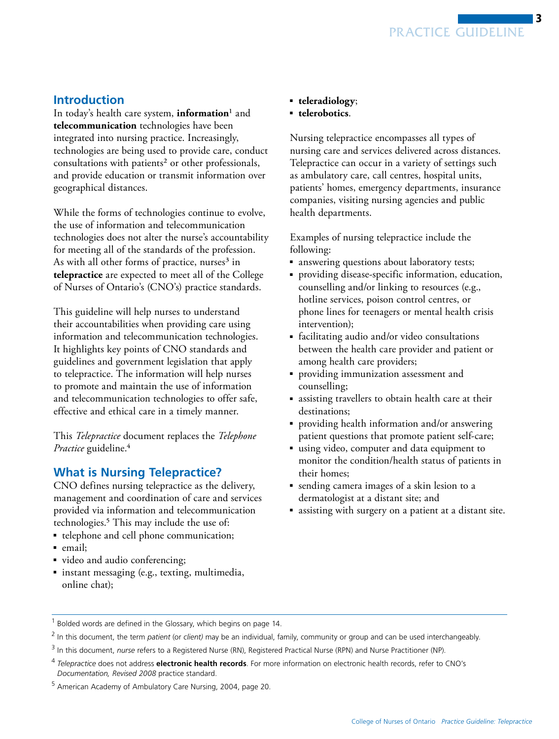## Introduction

In today's health care system, **information**[1] and **telecommunication** technologies have been integrated into nursing practice. Increasingly, technologies are being used to provide care, conduct consultations with patients[2] or other professionals, and provide education or transmit information over geographical distances.

While the forms of technologies continue to evolve, the use of information and telecommunication technologies does not alter the nurse's accountability for meeting all of the standards of the profession. As with all other forms of practice, nurses[3] in **telepractice** are expected to meet all of the College of Nurses of Ontario's (CNO's) practice standards.

This guideline will help nurses to understand their accountabilities when providing care using information and telecommunication technologies. It highlights key points of CNO standards and guidelines and government legislation that apply to telepractice. The information will help nurses to promote and maintain the use of information and telecommunication technologies to offer safe, effective and ethical care in a timely manner.

This *Telepractice* document replaces the *Telephone Practice* guideline.[4]

## What is Nursing Telepractice?

CNO defines nursing telepractice as the delivery, management and coordination of care and services provided via information and telecommunication technologies.[5] This may include the use of:

- telephone and cell phone communication;
- email;
- video and audio conferencing;
- instant messaging (e.g., texting, multimedia, online chat);
- **teleradiology**;
- **telerobotics**.

Nursing telepractice encompasses all types of nursing care and services delivered across distances. Telepractice can occur in a variety of settings such as ambulatory care, call centres, hospital units, patients' homes, emergency departments, insurance companies, visiting nursing agencies and public health departments.

Examples of nursing telepractice include the following:

- answering questions about laboratory tests;
- providing disease-specific information, education, counselling and/or linking to resources (e.g., hotline services, poison control centres, or phone lines for teenagers or mental health crisis intervention);
- facilitating audio and/or video consultations between the health care provider and patient or among health care providers;
- providing immunization assessment and counselling;
- assisting travellers to obtain health care at their destinations;
- providing health information and/or answering patient questions that promote patient self-care;
- using video, computer and data equipment to monitor the condition/health status of patients in their homes;
- sending camera images of a skin lesion to a dermatologist at a distant site; and
- assisting with surgery on a patient at a distant site.

---

[1] Bolded words are defined in the Glossary, which begins on page 14.

[2] In this document, the term *patient* (or *client)* may be an individual, family, community or group and can be used interchangeably.

[3] In this document, *nurse* refers to a Registered Nurse (RN), Registered Practical Nurse (RPN) and Nurse Practitioner (NP).

[4] *Telepractice* does not address **electronic health records**. For more information on electronic health records, refer to CNO's *Documentation, Revised 2008* practice standard.

[5] American Academy of Ambulatory Care Nursing, 2004, page 20.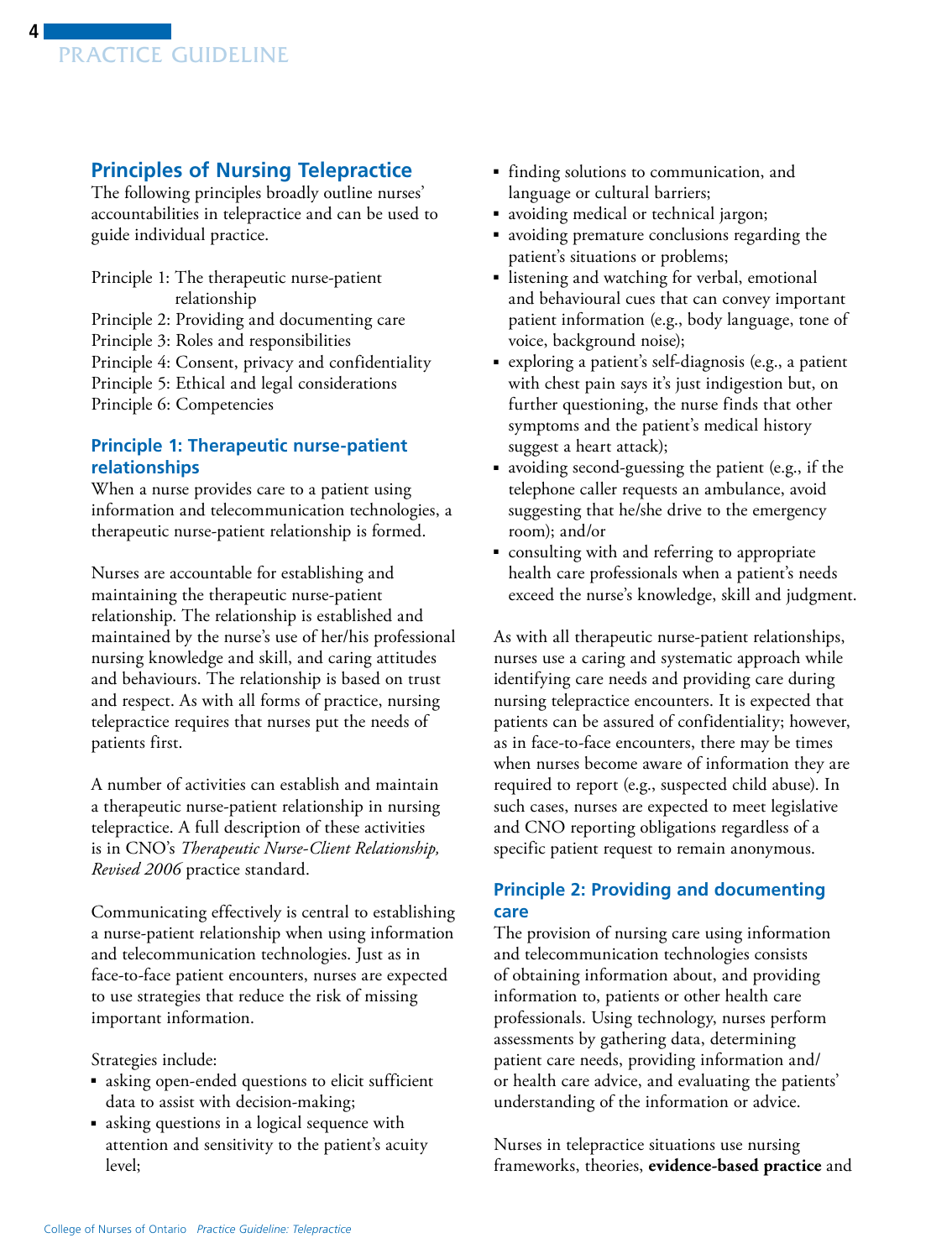## Principles of Nursing Telepractice

The following principles broadly outline nurses' accountabilities in telepractice and can be used to guide individual practice.

Principle 1: The therapeutic nurse-patient relationship
Principle 2: Providing and documenting care
Principle 3: Roles and responsibilities
Principle 4: Consent, privacy and confidentiality
Principle 5: Ethical and legal considerations
Principle 6: Competencies

### Principle 1: Therapeutic nurse-patient relationships

When a nurse provides care to a patient using information and telecommunication technologies, a therapeutic nurse-patient relationship is formed.

Nurses are accountable for establishing and maintaining the therapeutic nurse-patient relationship. The relationship is established and maintained by the nurse's use of her/his professional nursing knowledge and skill, and caring attitudes and behaviours. The relationship is based on trust and respect. As with all forms of practice, nursing telepractice requires that nurses put the needs of patients first.

A number of activities can establish and maintain a therapeutic nurse-patient relationship in nursing telepractice. A full description of these activities is in CNO's *Therapeutic Nurse-Client Relationship, Revised 2006* practice standard.

Communicating effectively is central to establishing a nurse-patient relationship when using information and telecommunication technologies. Just as in face-to-face patient encounters, nurses are expected to use strategies that reduce the risk of missing important information.

Strategies include:

- asking open-ended questions to elicit sufficient data to assist with decision-making;
- asking questions in a logical sequence with attention and sensitivity to the patient's acuity level;
- finding solutions to communication, and language or cultural barriers;
- avoiding medical or technical jargon;
- avoiding premature conclusions regarding the patient's situations or problems;
- listening and watching for verbal, emotional and behavioural cues that can convey important patient information (e.g., body language, tone of voice, background noise);
- exploring a patient's self-diagnosis (e.g., a patient with chest pain says it's just indigestion but, on further questioning, the nurse finds that other symptoms and the patient's medical history suggest a heart attack);
- avoiding second-guessing the patient (e.g., if the telephone caller requests an ambulance, avoid suggesting that he/she drive to the emergency room); and/or
- consulting with and referring to appropriate health care professionals when a patient's needs exceed the nurse's knowledge, skill and judgment.

As with all therapeutic nurse-patient relationships, nurses use a caring and systematic approach while identifying care needs and providing care during nursing telepractice encounters. It is expected that patients can be assured of confidentiality; however, as in face-to-face encounters, there may be times when nurses become aware of information they are required to report (e.g., suspected child abuse). In such cases, nurses are expected to meet legislative and CNO reporting obligations regardless of a specific patient request to remain anonymous.

### Principle 2: Providing and documenting care

The provision of nursing care using information and telecommunication technologies consists of obtaining information about, and providing information to, patients or other health care professionals. Using technology, nurses perform assessments by gathering data, determining patient care needs, providing information and/or health care advice, and evaluating the patients' understanding of the information or advice.

Nurses in telepractice situations use nursing frameworks, theories, **evidence-based practice** and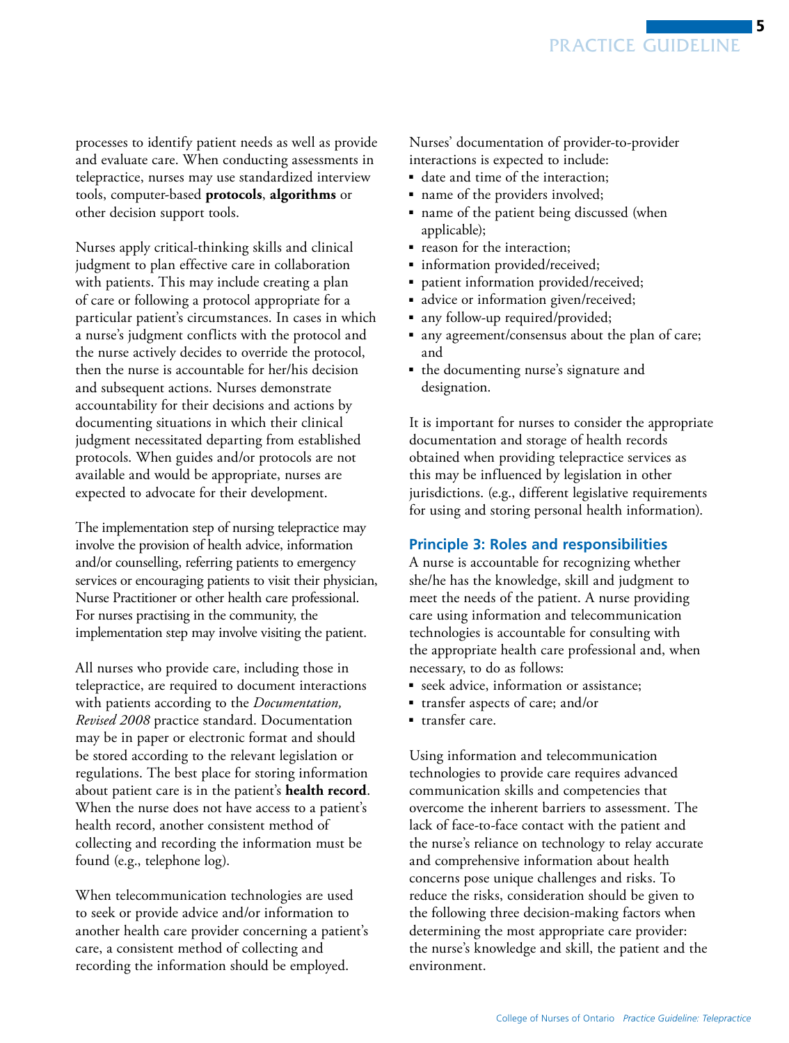processes to identify patient needs as well as provide and evaluate care. When conducting assessments in telepractice, nurses may use standardized interview tools, computer-based **protocols**, **algorithms** or other decision support tools.

Nurses apply critical-thinking skills and clinical judgment to plan effective care in collaboration with patients. This may include creating a plan of care or following a protocol appropriate for a particular patient's circumstances. In cases in which a nurse's judgment conflicts with the protocol and the nurse actively decides to override the protocol, then the nurse is accountable for her/his decision and subsequent actions. Nurses demonstrate accountability for their decisions and actions by documenting situations in which their clinical judgment necessitated departing from established protocols. When guides and/or protocols are not available and would be appropriate, nurses are expected to advocate for their development.

The implementation step of nursing telepractice may involve the provision of health advice, information and/or counselling, referring patients to emergency services or encouraging patients to visit their physician, Nurse Practitioner or other health care professional. For nurses practising in the community, the implementation step may involve visiting the patient.

All nurses who provide care, including those in telepractice, are required to document interactions with patients according to the *Documentation, Revised 2008* practice standard. Documentation may be in paper or electronic format and should be stored according to the relevant legislation or regulations. The best place for storing information about patient care is in the patient's **health record**. When the nurse does not have access to a patient's health record, another consistent method of collecting and recording the information must be found (e.g., telephone log).

When telecommunication technologies are used to seek or provide advice and/or information to another health care provider concerning a patient's care, a consistent method of collecting and recording the information should be employed.

Nurses' documentation of provider-to-provider interactions is expected to include:

- date and time of the interaction;
- name of the providers involved;
- name of the patient being discussed (when applicable);
- reason for the interaction;
- information provided/received;
- patient information provided/received;
- advice or information given/received;
- any follow-up required/provided;
- any agreement/consensus about the plan of care; and
- the documenting nurse's signature and designation.

It is important for nurses to consider the appropriate documentation and storage of health records obtained when providing telepractice services as this may be influenced by legislation in other jurisdictions. (e.g., different legislative requirements for using and storing personal health information).

### Principle 3: Roles and responsibilities

A nurse is accountable for recognizing whether she/he has the knowledge, skill and judgment to meet the needs of the patient. A nurse providing care using information and telecommunication technologies is accountable for consulting with the appropriate health care professional and, when necessary, to do as follows:

- seek advice, information or assistance;
- transfer aspects of care; and/or
- transfer care.

Using information and telecommunication technologies to provide care requires advanced communication skills and competencies that overcome the inherent barriers to assessment. The lack of face-to-face contact with the patient and the nurse's reliance on technology to relay accurate and comprehensive information about health concerns pose unique challenges and risks. To reduce the risks, consideration should be given to the following three decision-making factors when determining the most appropriate care provider: the nurse's knowledge and skill, the patient and the environment.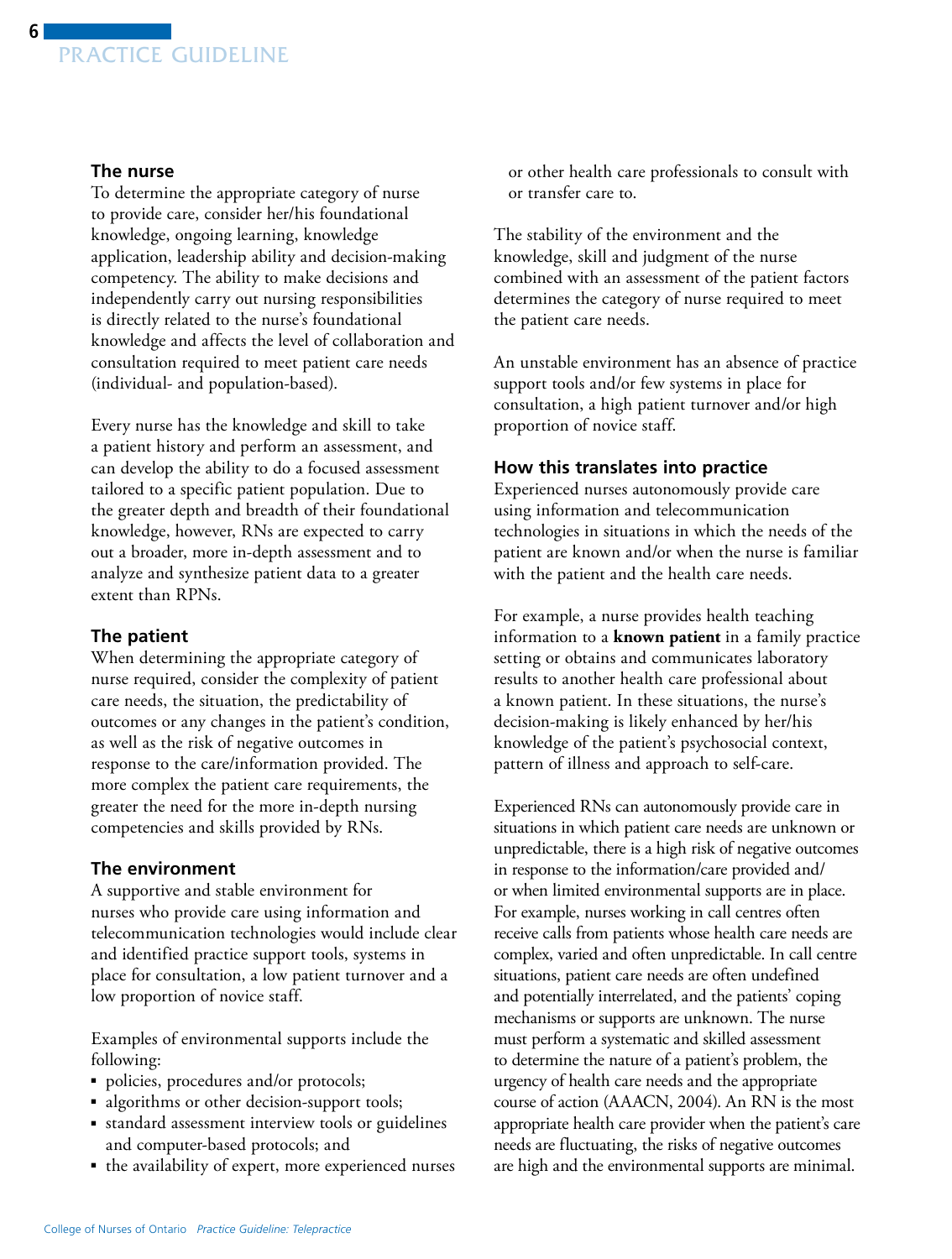### The nurse

To determine the appropriate category of nurse to provide care, consider her/his foundational knowledge, ongoing learning, knowledge application, leadership ability and decision-making competency. The ability to make decisions and independently carry out nursing responsibilities is directly related to the nurse's foundational knowledge and affects the level of collaboration and consultation required to meet patient care needs (individual- and population-based).

Every nurse has the knowledge and skill to take a patient history and perform an assessment, and can develop the ability to do a focused assessment tailored to a specific patient population. Due to the greater depth and breadth of their foundational knowledge, however, RNs are expected to carry out a broader, more in-depth assessment and to analyze and synthesize patient data to a greater extent than RPNs.

### The patient

When determining the appropriate category of nurse required, consider the complexity of patient care needs, the situation, the predictability of outcomes or any changes in the patient's condition, as well as the risk of negative outcomes in response to the care/information provided. The more complex the patient care requirements, the greater the need for the more in-depth nursing competencies and skills provided by RNs.

### The environment

A supportive and stable environment for nurses who provide care using information and telecommunication technologies would include clear and identified practice support tools, systems in place for consultation, a low patient turnover and a low proportion of novice staff.

Examples of environmental supports include the following:

- policies, procedures and/or protocols;
- algorithms or other decision-support tools;
- standard assessment interview tools or guidelines and computer-based protocols; and
- the availability of expert, more experienced nurses or other health care professionals to consult with or transfer care to.

The stability of the environment and the knowledge, skill and judgment of the nurse combined with an assessment of the patient factors determines the category of nurse required to meet the patient care needs.

An unstable environment has an absence of practice support tools and/or few systems in place for consultation, a high patient turnover and/or high proportion of novice staff.

### How this translates into practice

Experienced nurses autonomously provide care using information and telecommunication technologies in situations in which the needs of the patient are known and/or when the nurse is familiar with the patient and the health care needs.

For example, a nurse provides health teaching information to a **known patient** in a family practice setting or obtains and communicates laboratory results to another health care professional about a known patient. In these situations, the nurse's decision-making is likely enhanced by her/his knowledge of the patient's psychosocial context, pattern of illness and approach to self-care.

Experienced RNs can autonomously provide care in situations in which patient care needs are unknown or unpredictable, there is a high risk of negative outcomes in response to the information/care provided and/or when limited environmental supports are in place. For example, nurses working in call centres often receive calls from patients whose health care needs are complex, varied and often unpredictable. In call centre situations, patient care needs are often undefined and potentially interrelated, and the patients' coping mechanisms or supports are unknown. The nurse must perform a systematic and skilled assessment to determine the nature of a patient's problem, the urgency of health care needs and the appropriate course of action (AAACN, 2004). An RN is the most appropriate health care provider when the patient's care needs are fluctuating, the risks of negative outcomes are high and the environmental supports are minimal.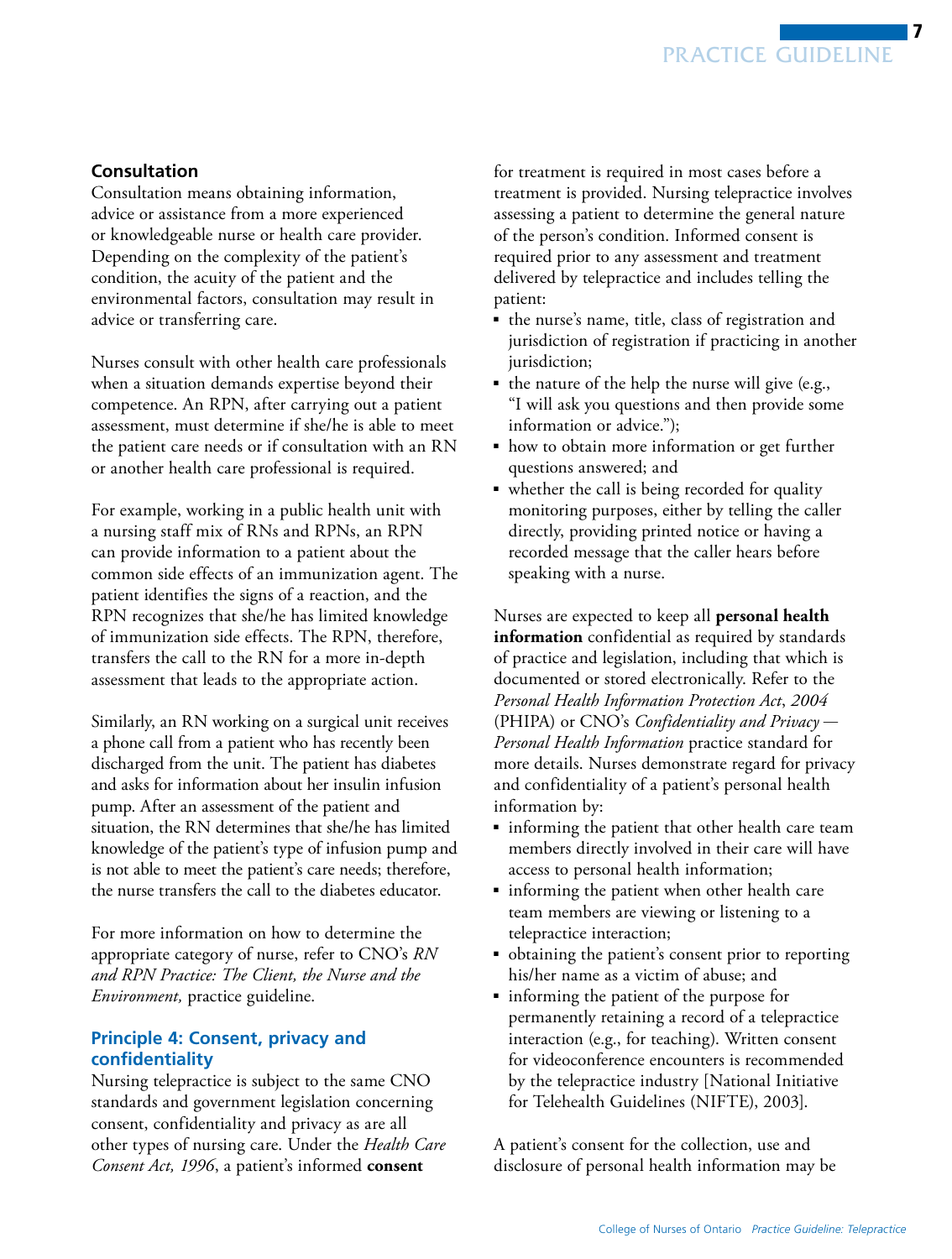### Consultation

Consultation means obtaining information, advice or assistance from a more experienced or knowledgeable nurse or health care provider. Depending on the complexity of the patient's condition, the acuity of the patient and the environmental factors, consultation may result in advice or transferring care.

Nurses consult with other health care professionals when a situation demands expertise beyond their competence. An RPN, after carrying out a patient assessment, must determine if she/he is able to meet the patient care needs or if consultation with an RN or another health care professional is required.

For example, working in a public health unit with a nursing staff mix of RNs and RPNs, an RPN can provide information to a patient about the common side effects of an immunization agent. The patient identifies the signs of a reaction, and the RPN recognizes that she/he has limited knowledge of immunization side effects. The RPN, therefore, transfers the call to the RN for a more in-depth assessment that leads to the appropriate action.

Similarly, an RN working on a surgical unit receives a phone call from a patient who has recently been discharged from the unit. The patient has diabetes and asks for information about her insulin infusion pump. After an assessment of the patient and situation, the RN determines that she/he has limited knowledge of the patient's type of infusion pump and is not able to meet the patient's care needs; therefore, the nurse transfers the call to the diabetes educator.

For more information on how to determine the appropriate category of nurse, refer to CNO's *RN and RPN Practice: The Client, the Nurse and the Environment,* practice guideline.

### Principle 4: Consent, privacy and confidentiality

Nursing telepractice is subject to the same CNO standards and government legislation concerning consent, confidentiality and privacy as are all other types of nursing care. Under the *Health Care Consent Act, 1996*, a patient's informed **consent** for treatment is required in most cases before a treatment is provided. Nursing telepractice involves assessing a patient to determine the general nature of the person's condition. Informed consent is required prior to any assessment and treatment delivered by telepractice and includes telling the patient:

- the nurse's name, title, class of registration and jurisdiction of registration if practicing in another jurisdiction;
- the nature of the help the nurse will give (e.g., "I will ask you questions and then provide some information or advice.");
- how to obtain more information or get further questions answered; and
- whether the call is being recorded for quality monitoring purposes, either by telling the caller directly, providing printed notice or having a recorded message that the caller hears before speaking with a nurse.

Nurses are expected to keep all **personal health information** confidential as required by standards of practice and legislation, including that which is documented or stored electronically. Refer to the *Personal Health Information Protection Act*, *2004* (PHIPA) or CNO's *Confidentiality and Privacy — Personal Health Information* practice standard for more details. Nurses demonstrate regard for privacy and confidentiality of a patient's personal health information by:

- informing the patient that other health care team members directly involved in their care will have access to personal health information;
- informing the patient when other health care team members are viewing or listening to a telepractice interaction;
- obtaining the patient's consent prior to reporting his/her name as a victim of abuse; and
- informing the patient of the purpose for permanently retaining a record of a telepractice interaction (e.g., for teaching). Written consent for videoconference encounters is recommended by the telepractice industry [National Initiative for Telehealth Guidelines (NIFTE), 2003].

A patient's consent for the collection, use and disclosure of personal health information may be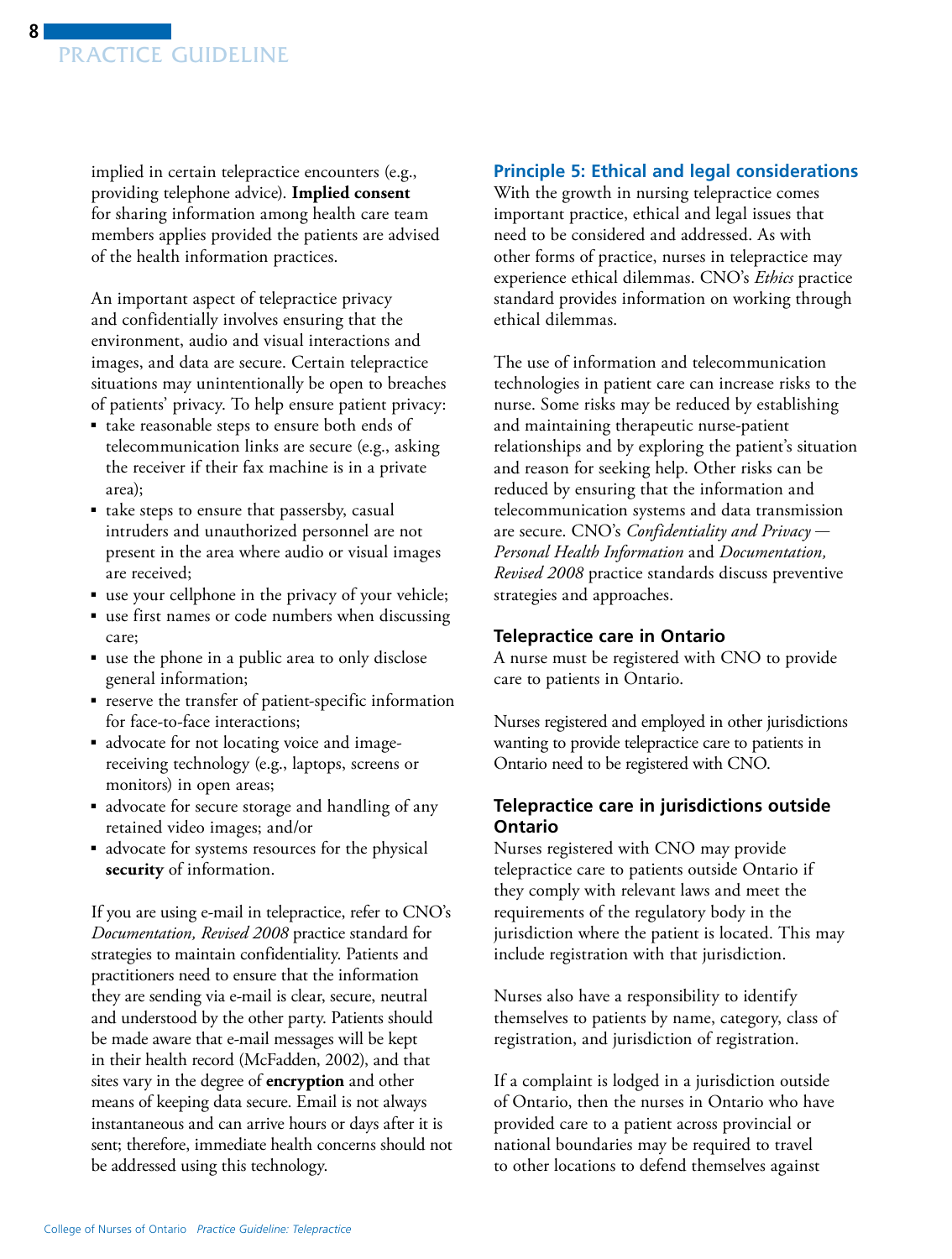implied in certain telepractice encounters (e.g., providing telephone advice). **Implied consent** for sharing information among health care team members applies provided the patients are advised of the health information practices.

An important aspect of telepractice privacy and confidentially involves ensuring that the environment, audio and visual interactions and images, and data are secure. Certain telepractice situations may unintentionally be open to breaches of patients' privacy. To help ensure patient privacy:

- take reasonable steps to ensure both ends of telecommunication links are secure (e.g., asking the receiver if their fax machine is in a private area);
- take steps to ensure that passersby, casual intruders and unauthorized personnel are not present in the area where audio or visual images are received;
- use your cellphone in the privacy of your vehicle;
- use first names or code numbers when discussing care;
- use the phone in a public area to only disclose general information;
- reserve the transfer of patient-specific information for face-to-face interactions;
- advocate for not locating voice and image-receiving technology (e.g., laptops, screens or monitors) in open areas;
- advocate for secure storage and handling of any retained video images; and/or
- advocate for systems resources for the physical **security** of information.

If you are using e-mail in telepractice, refer to CNO's *Documentation, Revised 2008* practice standard for strategies to maintain confidentiality. Patients and practitioners need to ensure that the information they are sending via e-mail is clear, secure, neutral and understood by the other party. Patients should be made aware that e-mail messages will be kept in their health record (McFadden, 2002), and that sites vary in the degree of **encryption** and other means of keeping data secure. Email is not always instantaneous and can arrive hours or days after it is sent; therefore, immediate health concerns should not be addressed using this technology.

### Principle 5: Ethical and legal considerations

With the growth in nursing telepractice comes important practice, ethical and legal issues that need to be considered and addressed. As with other forms of practice, nurses in telepractice may experience ethical dilemmas. CNO's *Ethics* practice standard provides information on working through ethical dilemmas.

The use of information and telecommunication technologies in patient care can increase risks to the nurse. Some risks may be reduced by establishing and maintaining therapeutic nurse-patient relationships and by exploring the patient's situation and reason for seeking help. Other risks can be reduced by ensuring that the information and telecommunication systems and data transmission are secure. CNO's *Confidentiality and Privacy — Personal Health Information* and *Documentation, Revised 2008* practice standards discuss preventive strategies and approaches.

#### Telepractice care in Ontario

A nurse must be registered with CNO to provide care to patients in Ontario.

Nurses registered and employed in other jurisdictions wanting to provide telepractice care to patients in Ontario need to be registered with CNO.

#### Telepractice care in jurisdictions outside Ontario

Nurses registered with CNO may provide telepractice care to patients outside Ontario if they comply with relevant laws and meet the requirements of the regulatory body in the jurisdiction where the patient is located. This may include registration with that jurisdiction.

Nurses also have a responsibility to identify themselves to patients by name, category, class of registration, and jurisdiction of registration.

If a complaint is lodged in a jurisdiction outside of Ontario, then the nurses in Ontario who have provided care to a patient across provincial or national boundaries may be required to travel to other locations to defend themselves against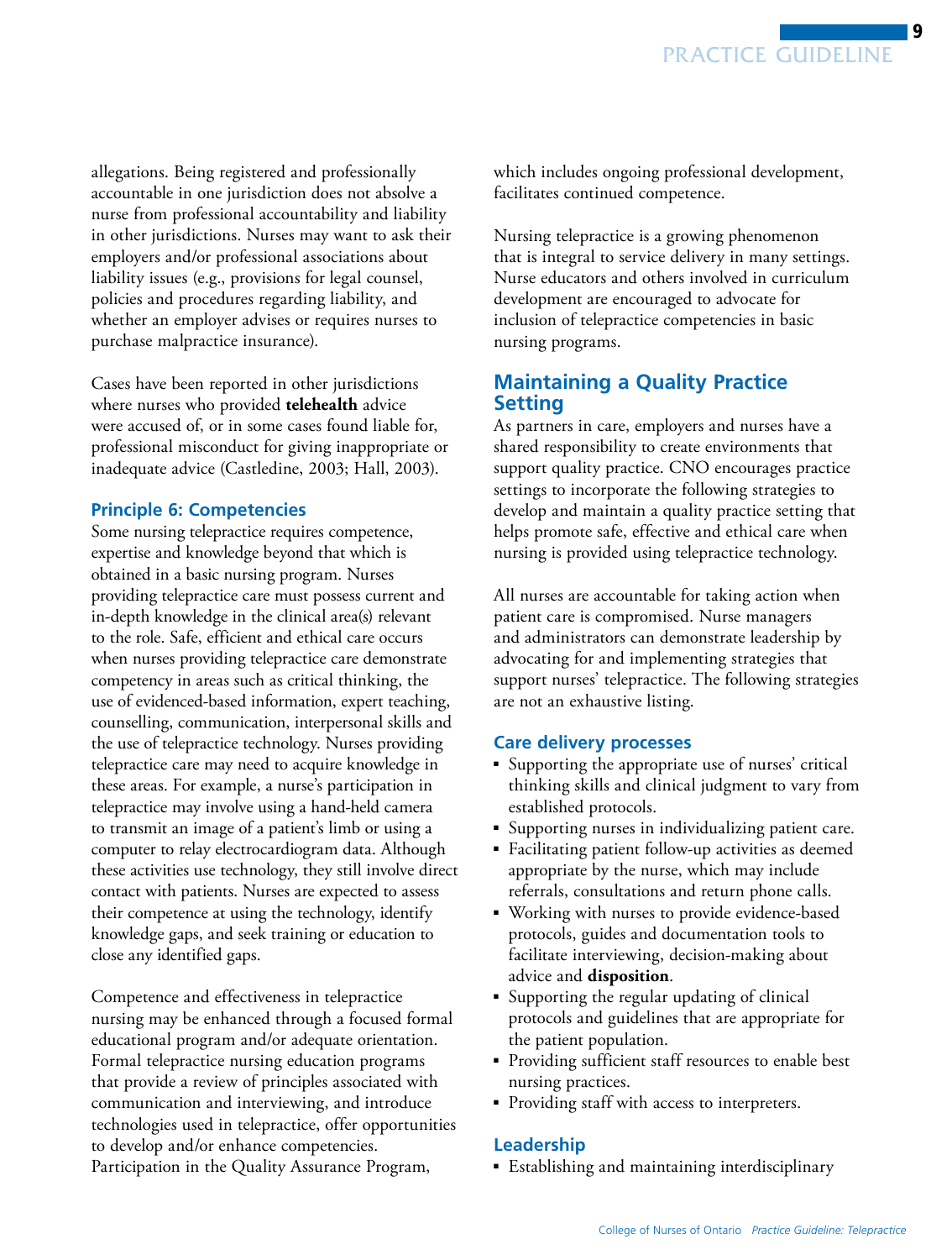allegations. Being registered and professionally accountable in one jurisdiction does not absolve a nurse from professional accountability and liability in other jurisdictions. Nurses may want to ask their employers and/or professional associations about liability issues (e.g., provisions for legal counsel, policies and procedures regarding liability, and whether an employer advises or requires nurses to purchase malpractice insurance).

Cases have been reported in other jurisdictions where nurses who provided **telehealth** advice were accused of, or in some cases found liable for, professional misconduct for giving inappropriate or inadequate advice (Castledine, 2003; Hall, 2003).

### Principle 6: Competencies

Some nursing telepractice requires competence, expertise and knowledge beyond that which is obtained in a basic nursing program. Nurses providing telepractice care must possess current and in-depth knowledge in the clinical area(s) relevant to the role. Safe, efficient and ethical care occurs when nurses providing telepractice care demonstrate competency in areas such as critical thinking, the use of evidenced-based information, expert teaching, counselling, communication, interpersonal skills and the use of telepractice technology. Nurses providing telepractice care may need to acquire knowledge in these areas. For example, a nurse's participation in telepractice may involve using a hand-held camera to transmit an image of a patient's limb or using a computer to relay electrocardiogram data. Although these activities use technology, they still involve direct contact with patients. Nurses are expected to assess their competence at using the technology, identify knowledge gaps, and seek training or education to close any identified gaps.

Competence and effectiveness in telepractice nursing may be enhanced through a focused formal educational program and/or adequate orientation. Formal telepractice nursing education programs that provide a review of principles associated with communication and interviewing, and introduce technologies used in telepractice, offer opportunities to develop and/or enhance competencies. Participation in the Quality Assurance Program, which includes ongoing professional development, facilitates continued competence.

Nursing telepractice is a growing phenomenon that is integral to service delivery in many settings. Nurse educators and others involved in curriculum development are encouraged to advocate for inclusion of telepractice competencies in basic nursing programs.

## Maintaining a Quality Practice Setting

As partners in care, employers and nurses have a shared responsibility to create environments that support quality practice. CNO encourages practice settings to incorporate the following strategies to develop and maintain a quality practice setting that helps promote safe, effective and ethical care when nursing is provided using telepractice technology.

All nurses are accountable for taking action when patient care is compromised. Nurse managers and administrators can demonstrate leadership by advocating for and implementing strategies that support nurses' telepractice. The following strategies are not an exhaustive listing.

### Care delivery processes

- Supporting the appropriate use of nurses' critical thinking skills and clinical judgment to vary from established protocols.
- Supporting nurses in individualizing patient care.
- Facilitating patient follow-up activities as deemed appropriate by the nurse, which may include referrals, consultations and return phone calls.
- Working with nurses to provide evidence-based protocols, guides and documentation tools to facilitate interviewing, decision-making about advice and **disposition**.
- Supporting the regular updating of clinical protocols and guidelines that are appropriate for the patient population.
- Providing sufficient staff resources to enable best nursing practices.
- Providing staff with access to interpreters.

### Leadership

- Establishing and maintaining interdisciplinary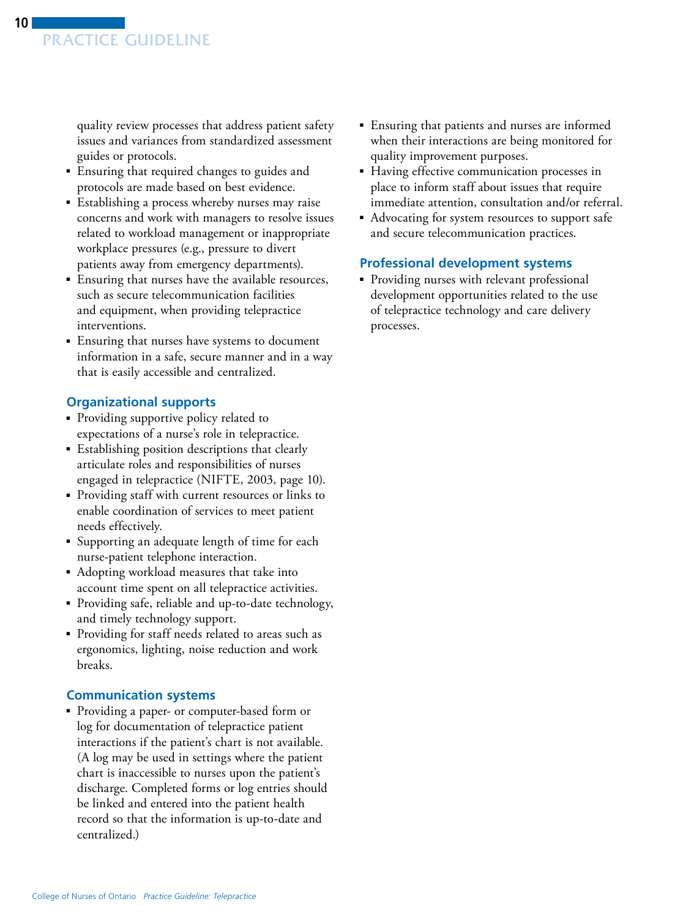quality review processes that address patient safety issues and variances from standardized assessment guides or protocols.

- Ensuring that required changes to guides and protocols are made based on best evidence.
- Establishing a process whereby nurses may raise concerns and work with managers to resolve issues related to workload management or inappropriate workplace pressures (e.g., pressure to divert patients away from emergency departments).
- Ensuring that nurses have the available resources, such as secure telecommunication facilities and equipment, when providing telepractice interventions.
- Ensuring that nurses have systems to document information in a safe, secure manner and in a way that is easily accessible and centralized.

### Organizational supports

- Providing supportive policy related to expectations of a nurse's role in telepractice.
- Establishing position descriptions that clearly articulate roles and responsibilities of nurses engaged in telepractice (NIFTE, 2003, page 10).
- Providing staff with current resources or links to enable coordination of services to meet patient needs effectively.
- Supporting an adequate length of time for each nurse-patient telephone interaction.
- Adopting workload measures that take into account time spent on all telepractice activities.
- Providing safe, reliable and up-to-date technology, and timely technology support.
- Providing for staff needs related to areas such as ergonomics, lighting, noise reduction and work breaks.

### Communication systems

- Providing a paper- or computer-based form or log for documentation of telepractice patient interactions if the patient's chart is not available. (A log may be used in settings where the patient chart is inaccessible to nurses upon the patient's discharge. Completed forms or log entries should be linked and entered into the patient health record so that the information is up-to-date and centralized.)
- Ensuring that patients and nurses are informed when their interactions are being monitored for quality improvement purposes.
- Having effective communication processes in place to inform staff about issues that require immediate attention, consultation and/or referral.
- Advocating for system resources to support safe and secure telecommunication practices.

### Professional development systems

- Providing nurses with relevant professional development opportunities related to the use of telepractice technology and care delivery processes.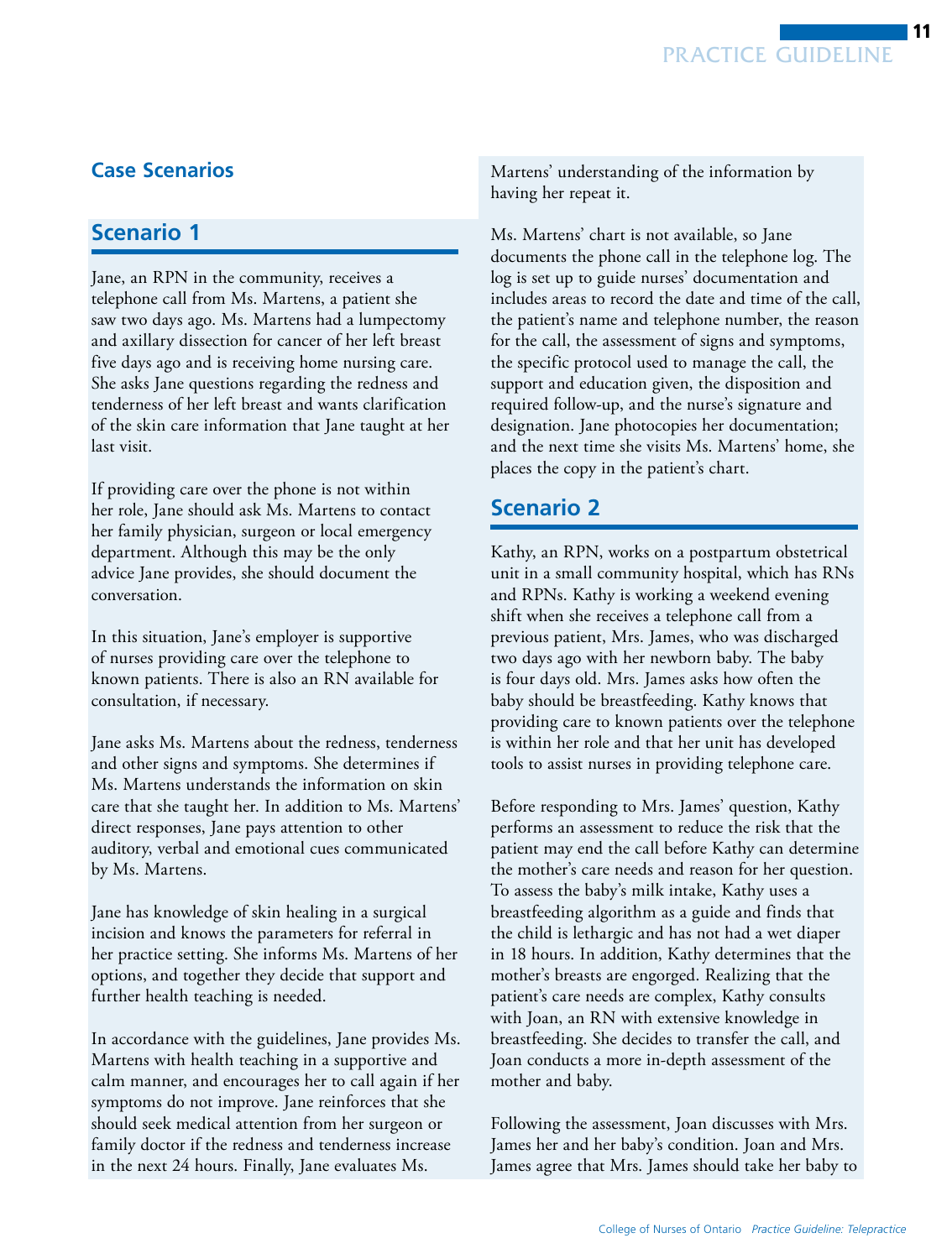## Case Scenarios

### Scenario 1

Jane, an RPN in the community, receives a telephone call from Ms. Martens, a patient she saw two days ago. Ms. Martens had a lumpectomy and axillary dissection for cancer of her left breast five days ago and is receiving home nursing care. She asks Jane questions regarding the redness and tenderness of her left breast and wants clarification of the skin care information that Jane taught at her last visit.

If providing care over the phone is not within her role, Jane should ask Ms. Martens to contact her family physician, surgeon or local emergency department. Although this may be the only advice Jane provides, she should document the conversation.

In this situation, Jane's employer is supportive of nurses providing care over the telephone to known patients. There is also an RN available for consultation, if necessary.

Jane asks Ms. Martens about the redness, tenderness and other signs and symptoms. She determines if Ms. Martens understands the information on skin care that she taught her. In addition to Ms. Martens' direct responses, Jane pays attention to other auditory, verbal and emotional cues communicated by Ms. Martens.

Jane has knowledge of skin healing in a surgical incision and knows the parameters for referral in her practice setting. She informs Ms. Martens of her options, and together they decide that support and further health teaching is needed.

In accordance with the guidelines, Jane provides Ms. Martens with health teaching in a supportive and calm manner, and encourages her to call again if her symptoms do not improve. Jane reinforces that she should seek medical attention from her surgeon or family doctor if the redness and tenderness increase in the next 24 hours. Finally, Jane evaluates Ms. Martens' understanding of the information by having her repeat it.

Ms. Martens' chart is not available, so Jane documents the phone call in the telephone log. The log is set up to guide nurses' documentation and includes areas to record the date and time of the call, the patient's name and telephone number, the reason for the call, the assessment of signs and symptoms, the specific protocol used to manage the call, the support and education given, the disposition and required follow-up, and the nurse's signature and designation. Jane photocopies her documentation; and the next time she visits Ms. Martens' home, she places the copy in the patient's chart.

### Scenario 2

Kathy, an RPN, works on a postpartum obstetrical unit in a small community hospital, which has RNs and RPNs. Kathy is working a weekend evening shift when she receives a telephone call from a previous patient, Mrs. James, who was discharged two days ago with her newborn baby. The baby is four days old. Mrs. James asks how often the baby should be breastfeeding. Kathy knows that providing care to known patients over the telephone is within her role and that her unit has developed tools to assist nurses in providing telephone care.

Before responding to Mrs. James' question, Kathy performs an assessment to reduce the risk that the patient may end the call before Kathy can determine the mother's care needs and reason for her question. To assess the baby's milk intake, Kathy uses a breastfeeding algorithm as a guide and finds that the child is lethargic and has not had a wet diaper in 18 hours. In addition, Kathy determines that the mother's breasts are engorged. Realizing that the patient's care needs are complex, Kathy consults with Joan, an RN with extensive knowledge in breastfeeding. She decides to transfer the call, and Joan conducts a more in-depth assessment of the mother and baby.

Following the assessment, Joan discusses with Mrs. James her and her baby's condition. Joan and Mrs. James agree that Mrs. James should take her baby to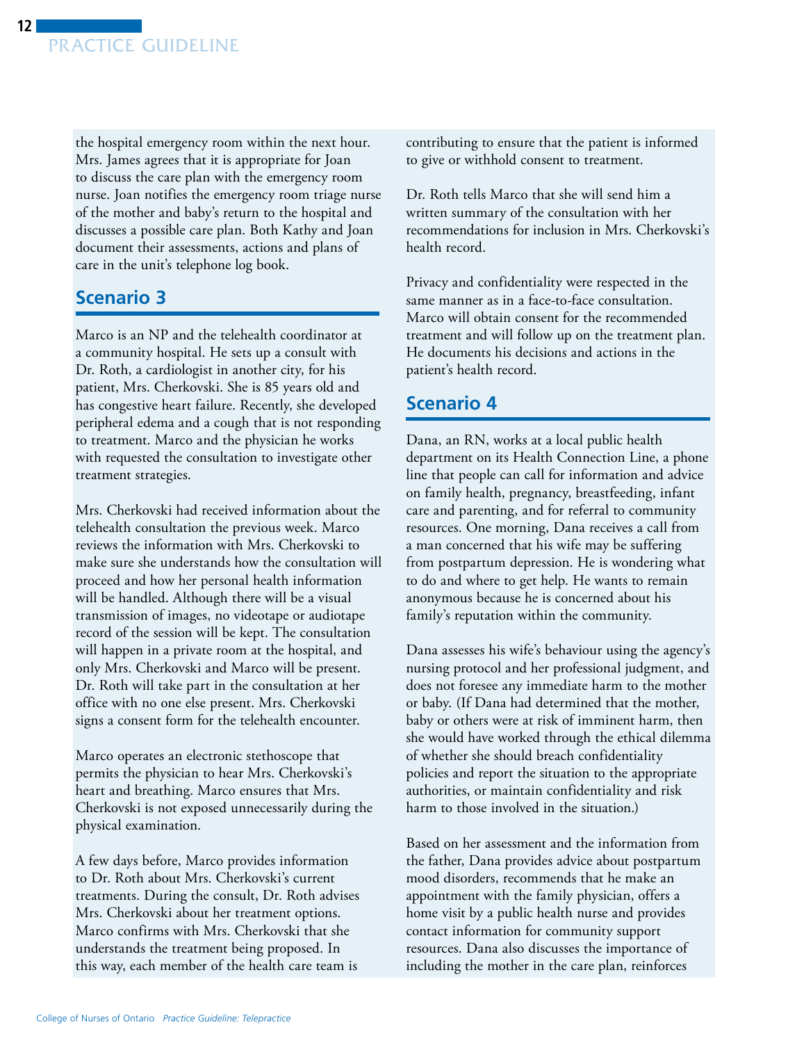the hospital emergency room within the next hour. Mrs. James agrees that it is appropriate for Joan to discuss the care plan with the emergency room nurse. Joan notifies the emergency room triage nurse of the mother and baby's return to the hospital and discusses a possible care plan. Both Kathy and Joan document their assessments, actions and plans of care in the unit's telephone log book.

## Scenario 3

Marco is an NP and the telehealth coordinator at a community hospital. He sets up a consult with Dr. Roth, a cardiologist in another city, for his patient, Mrs. Cherkovski. She is 85 years old and has congestive heart failure. Recently, she developed peripheral edema and a cough that is not responding to treatment. Marco and the physician he works with requested the consultation to investigate other treatment strategies.

Mrs. Cherkovski had received information about the telehealth consultation the previous week. Marco reviews the information with Mrs. Cherkovski to make sure she understands how the consultation will proceed and how her personal health information will be handled. Although there will be a visual transmission of images, no videotape or audiotape record of the session will be kept. The consultation will happen in a private room at the hospital, and only Mrs. Cherkovski and Marco will be present. Dr. Roth will take part in the consultation at her office with no one else present. Mrs. Cherkovski signs a consent form for the telehealth encounter.

Marco operates an electronic stethoscope that permits the physician to hear Mrs. Cherkovski's heart and breathing. Marco ensures that Mrs. Cherkovski is not exposed unnecessarily during the physical examination.

A few days before, Marco provides information to Dr. Roth about Mrs. Cherkovski's current treatments. During the consult, Dr. Roth advises Mrs. Cherkovski about her treatment options. Marco confirms with Mrs. Cherkovski that she understands the treatment being proposed. In this way, each member of the health care team is contributing to ensure that the patient is informed to give or withhold consent to treatment.

Dr. Roth tells Marco that she will send him a written summary of the consultation with her recommendations for inclusion in Mrs. Cherkovski's health record.

Privacy and confidentiality were respected in the same manner as in a face-to-face consultation. Marco will obtain consent for the recommended treatment and will follow up on the treatment plan. He documents his decisions and actions in the patient's health record.

## Scenario 4

Dana, an RN, works at a local public health department on its Health Connection Line, a phone line that people can call for information and advice on family health, pregnancy, breastfeeding, infant care and parenting, and for referral to community resources. One morning, Dana receives a call from a man concerned that his wife may be suffering from postpartum depression. He is wondering what to do and where to get help. He wants to remain anonymous because he is concerned about his family's reputation within the community.

Dana assesses his wife's behaviour using the agency's nursing protocol and her professional judgment, and does not foresee any immediate harm to the mother or baby. (If Dana had determined that the mother, baby or others were at risk of imminent harm, then she would have worked through the ethical dilemma of whether she should breach confidentiality policies and report the situation to the appropriate authorities, or maintain confidentiality and risk harm to those involved in the situation.)

Based on her assessment and the information from the father, Dana provides advice about postpartum mood disorders, recommends that he make an appointment with the family physician, offers a home visit by a public health nurse and provides contact information for community support resources. Dana also discusses the importance of including the mother in the care plan, reinforces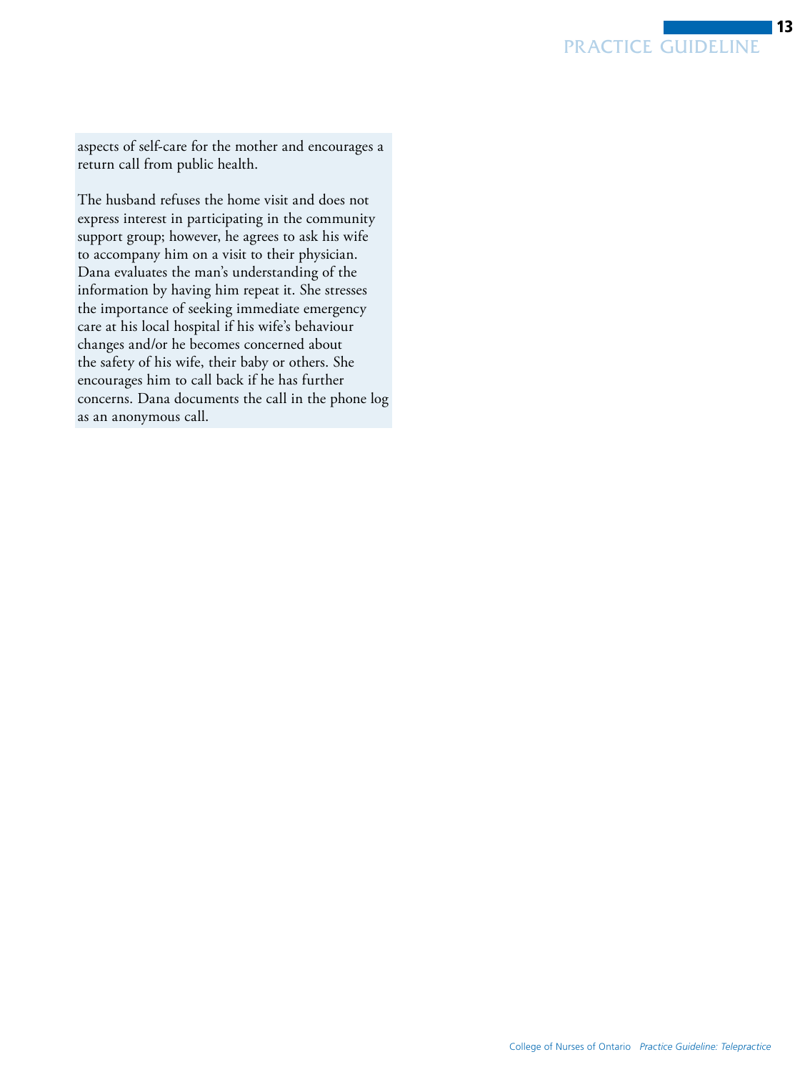aspects of self-care for the mother and encourages a return call from public health.

The husband refuses the home visit and does not express interest in participating in the community support group; however, he agrees to ask his wife to accompany him on a visit to their physician. Dana evaluates the man's understanding of the information by having him repeat it. She stresses the importance of seeking immediate emergency care at his local hospital if his wife's behaviour changes and/or he becomes concerned about the safety of his wife, their baby or others. She encourages him to call back if he has further concerns. Dana documents the call in the phone log as an anonymous call.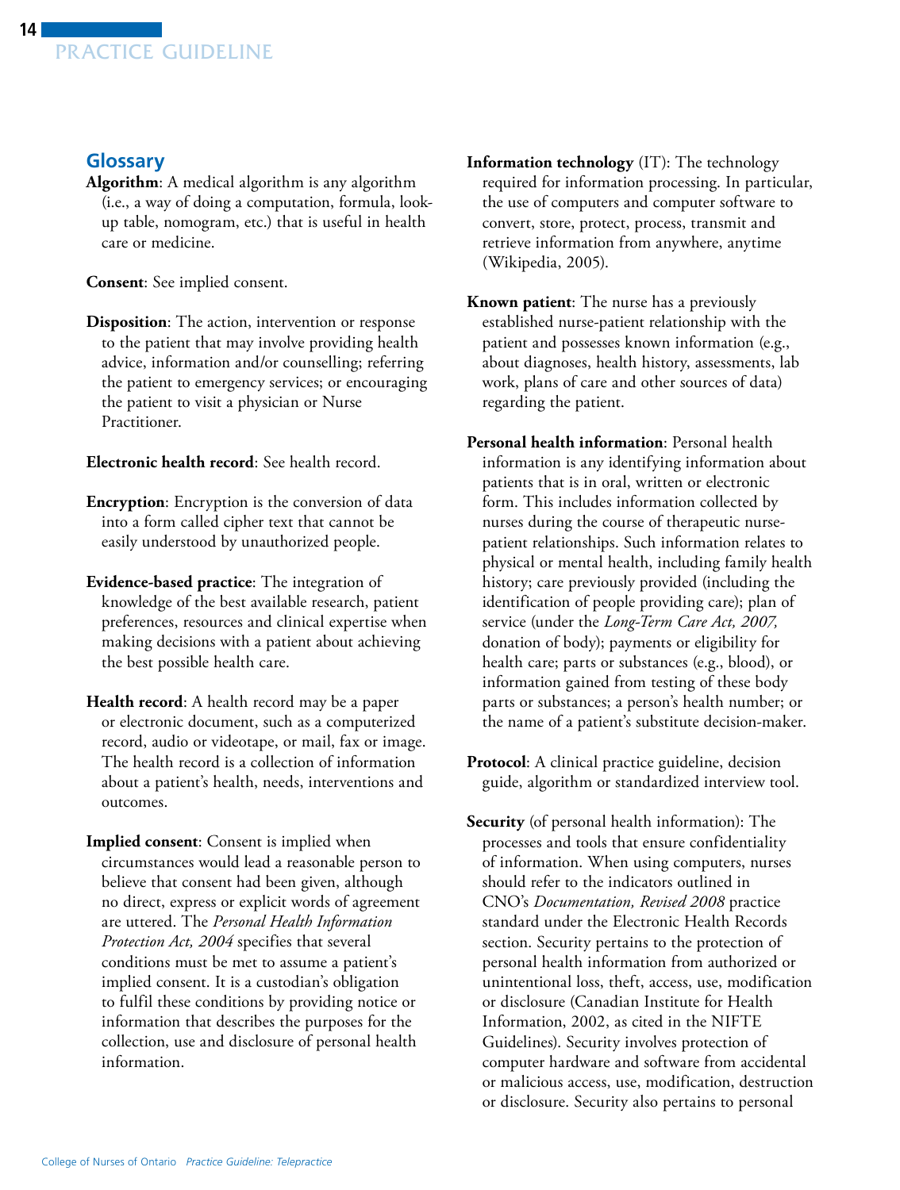## Glossary

**Algorithm**: A medical algorithm is any algorithm (i.e., a way of doing a computation, formula, look-up table, nomogram, etc.) that is useful in health care or medicine.

**Consent**: See implied consent.

**Disposition**: The action, intervention or response to the patient that may involve providing health advice, information and/or counselling; referring the patient to emergency services; or encouraging the patient to visit a physician or Nurse Practitioner.

**Electronic health record**: See health record.

**Encryption**: Encryption is the conversion of data into a form called cipher text that cannot be easily understood by unauthorized people.

**Evidence-based practice**: The integration of knowledge of the best available research, patient preferences, resources and clinical expertise when making decisions with a patient about achieving the best possible health care.

**Health record**: A health record may be a paper or electronic document, such as a computerized record, audio or videotape, or mail, fax or image. The health record is a collection of information about a patient's health, needs, interventions and outcomes.

**Implied consent**: Consent is implied when circumstances would lead a reasonable person to believe that consent had been given, although no direct, express or explicit words of agreement are uttered. The *Personal Health Information Protection Act, 2004* specifies that several conditions must be met to assume a patient's implied consent. It is a custodian's obligation to fulfil these conditions by providing notice or information that describes the purposes for the collection, use and disclosure of personal health information.

**Information technology** (IT): The technology required for information processing. In particular, the use of computers and computer software to convert, store, protect, process, transmit and retrieve information from anywhere, anytime (Wikipedia, 2005).

**Known patient**: The nurse has a previously established nurse-patient relationship with the patient and possesses known information (e.g., about diagnoses, health history, assessments, lab work, plans of care and other sources of data) regarding the patient.

**Personal health information**: Personal health information is any identifying information about patients that is in oral, written or electronic form. This includes information collected by nurses during the course of therapeutic nurse-patient relationships. Such information relates to physical or mental health, including family health history; care previously provided (including the identification of people providing care); plan of service (under the *Long-Term Care Act, 2007,* donation of body); payments or eligibility for health care; parts or substances (e.g., blood), or information gained from testing of these body parts or substances; a person's health number; or the name of a patient's substitute decision-maker.

**Protocol**: A clinical practice guideline, decision guide, algorithm or standardized interview tool.

**Security** (of personal health information): The processes and tools that ensure confidentiality of information. When using computers, nurses should refer to the indicators outlined in CNO's *Documentation, Revised 2008* practice standard under the Electronic Health Records section. Security pertains to the protection of personal health information from authorized or unintentional loss, theft, access, use, modification or disclosure (Canadian Institute for Health Information, 2002, as cited in the NIFTE Guidelines). Security involves protection of computer hardware and software from accidental or malicious access, use, modification, destruction or disclosure. Security also pertains to personal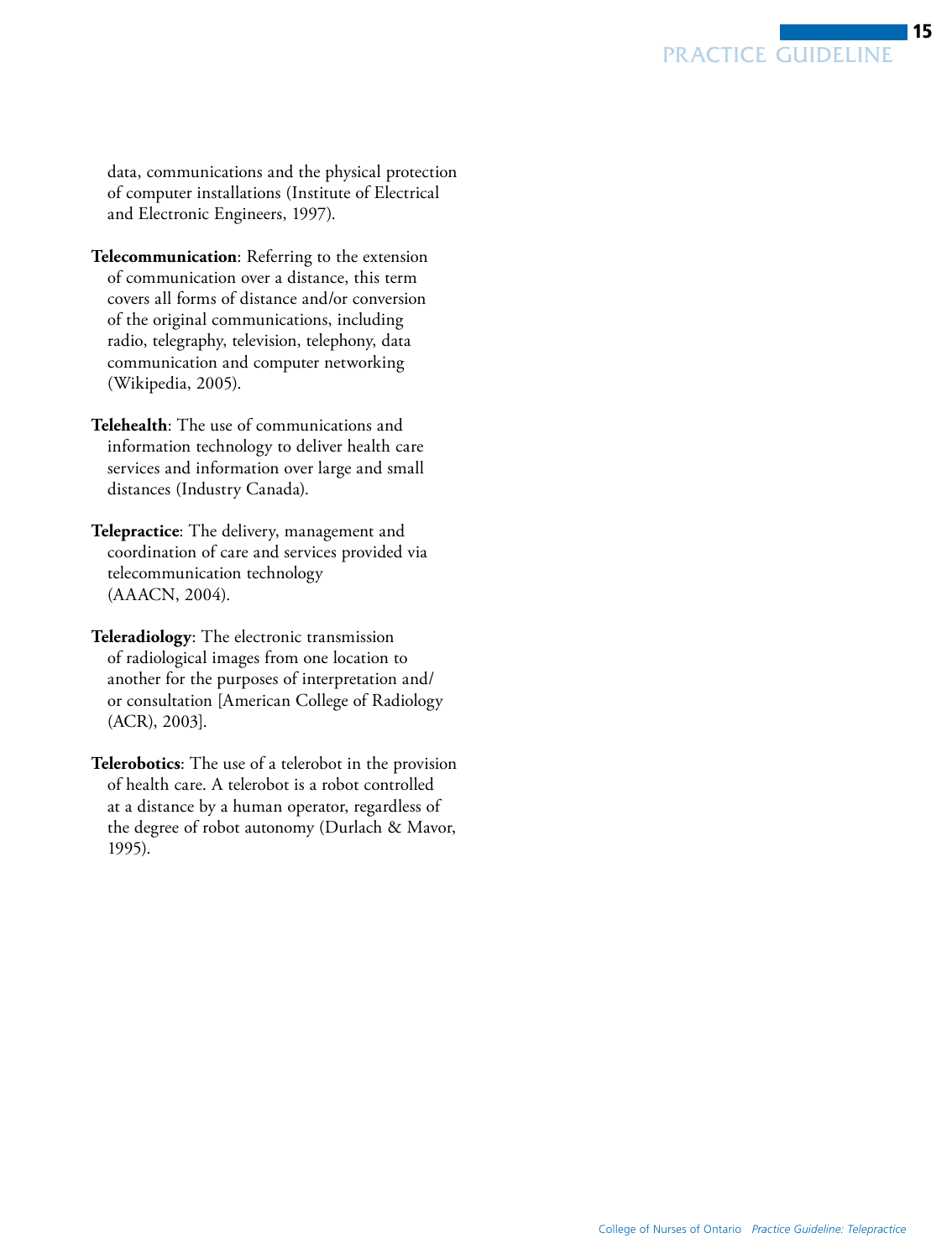data, communications and the physical protection of computer installations (Institute of Electrical and Electronic Engineers, 1997).

**Telecommunication**: Referring to the extension of communication over a distance, this term covers all forms of distance and/or conversion of the original communications, including radio, telegraphy, television, telephony, data communication and computer networking (Wikipedia, 2005).

**Telehealth**: The use of communications and information technology to deliver health care services and information over large and small distances (Industry Canada).

**Telepractice**: The delivery, management and coordination of care and services provided via telecommunication technology (AAACN, 2004).

**Teleradiology**: The electronic transmission of radiological images from one location to another for the purposes of interpretation and/or consultation [American College of Radiology (ACR), 2003].

**Telerobotics**: The use of a telerobot in the provision of health care. A telerobot is a robot controlled at a distance by a human operator, regardless of the degree of robot autonomy (Durlach & Mavor, 1995).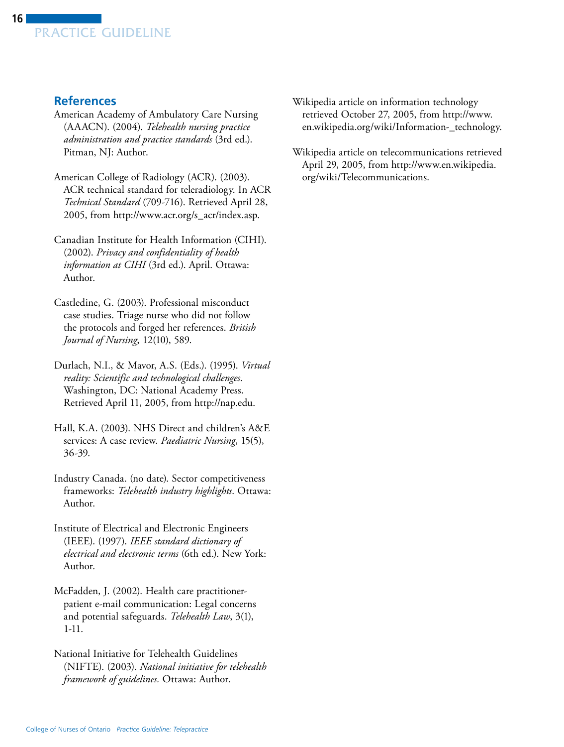## References

American Academy of Ambulatory Care Nursing (AAACN). (2004). *Telehealth nursing practice administration and practice standards* (3rd ed.). Pitman, NJ: Author.

American College of Radiology (ACR). (2003). ACR technical standard for teleradiology. In ACR *Technical Standard* (709-716). Retrieved April 28, 2005, from http://www.acr.org/s_acr/index.asp.

Canadian Institute for Health Information (CIHI). (2002). *Privacy and confidentiality of health information at CIHI* (3rd ed.). April. Ottawa: Author.

Castledine, G. (2003). Professional misconduct case studies. Triage nurse who did not follow the protocols and forged her references. *British Journal of Nursing*, 12(10), 589.

Durlach, N.I., & Mavor, A.S. (Eds.). (1995). *Virtual reality: Scientific and technological challenges*. Washington, DC: National Academy Press. Retrieved April 11, 2005, from http://nap.edu.

Hall, K.A. (2003). NHS Direct and children's A&E services: A case review. *Paediatric Nursing*, 15(5), 36-39.

Industry Canada. (no date). Sector competitiveness frameworks: *Telehealth industry highlights*. Ottawa: Author.

Institute of Electrical and Electronic Engineers (IEEE). (1997). *IEEE standard dictionary of electrical and electronic terms* (6th ed.). New York: Author.

McFadden, J. (2002). Health care practitioner-patient e-mail communication: Legal concerns and potential safeguards. *Telehealth Law*, 3(1), 1-11.

National Initiative for Telehealth Guidelines (NIFTE). (2003). *National initiative for telehealth framework of guidelines.* Ottawa: Author.

Wikipedia article on information technology retrieved October 27, 2005, from http://www.en.wikipedia.org/wiki/Information-_technology.

Wikipedia article on telecommunications retrieved April 29, 2005, from http://www.en.wikipedia.org/wiki/Telecommunications.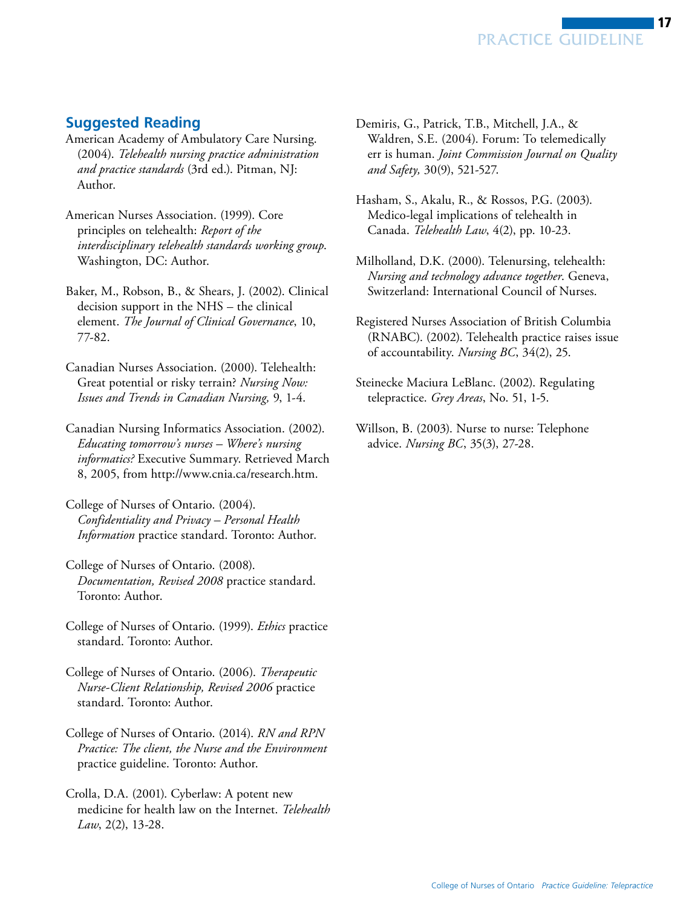## Suggested Reading

American Academy of Ambulatory Care Nursing. (2004). *Telehealth nursing practice administration and practice standards* (3rd ed.). Pitman, NJ: Author.

American Nurses Association. (1999). Core principles on telehealth: *Report of the interdisciplinary telehealth standards working group*. Washington, DC: Author.

Baker, M., Robson, B., & Shears, J. (2002). Clinical decision support in the NHS – the clinical element. *The Journal of Clinical Governance*, 10, 77-82.

Canadian Nurses Association. (2000). Telehealth: Great potential or risky terrain? *Nursing Now: Issues and Trends in Canadian Nursing,* 9, 1-4.

Canadian Nursing Informatics Association. (2002). *Educating tomorrow's nurses – Where's nursing informatics?* Executive Summary. Retrieved March 8, 2005, from http://www.cnia.ca/research.htm.

College of Nurses of Ontario. (2004). *Confidentiality and Privacy – Personal Health Information* practice standard. Toronto: Author.

College of Nurses of Ontario. (2008). *Documentation, Revised 2008* practice standard. Toronto: Author.

College of Nurses of Ontario. (1999). *Ethics* practice standard. Toronto: Author.

College of Nurses of Ontario. (2006). *Therapeutic Nurse-Client Relationship, Revised 2006* practice standard. Toronto: Author.

College of Nurses of Ontario. (2014). *RN and RPN Practice: The client, the Nurse and the Environment* practice guideline. Toronto: Author.

Crolla, D.A. (2001). Cyberlaw: A potent new medicine for health law on the Internet. *Telehealth Law*, 2(2), 13-28.

Demiris, G., Patrick, T.B., Mitchell, J.A., & Waldren, S.E. (2004). Forum: To telemedically err is human. *Joint Commission Journal on Quality and Safety,* 30(9), 521-527.

Hasham, S., Akalu, R., & Rossos, P.G. (2003). Medico-legal implications of telehealth in Canada. *Telehealth Law*, 4(2), pp. 10-23.

Milholland, D.K. (2000). Telenursing, telehealth: *Nursing and technology advance together*. Geneva, Switzerland: International Council of Nurses.

Registered Nurses Association of British Columbia (RNABC). (2002). Telehealth practice raises issue of accountability. *Nursing BC*, 34(2), 25.

Steinecke Maciura LeBlanc. (2002). Regulating telepractice. *Grey Areas*, No. 51, 1-5.

Willson, B. (2003). Nurse to nurse: Telephone advice. *Nursing BC*, 35(3), 27-28.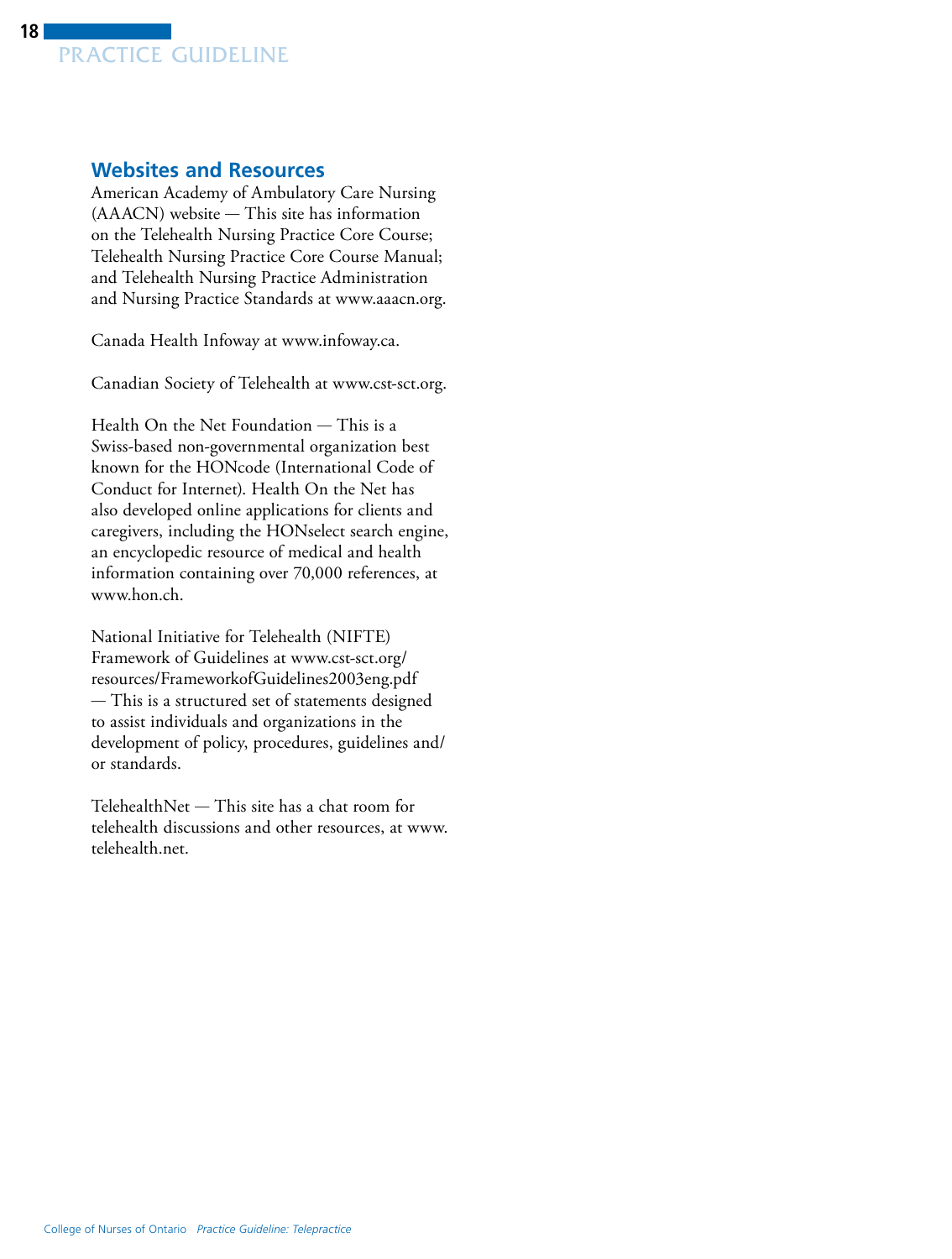## Websites and Resources

American Academy of Ambulatory Care Nursing (AAACN) website — This site has information on the Telehealth Nursing Practice Core Course; Telehealth Nursing Practice Core Course Manual; and Telehealth Nursing Practice Administration and Nursing Practice Standards at www.aaacn.org.

Canada Health Infoway at www.infoway.ca.

Canadian Society of Telehealth at www.cst-sct.org.

Health On the Net Foundation — This is a Swiss-based non-governmental organization best known for the HONcode (International Code of Conduct for Internet). Health On the Net has also developed online applications for clients and caregivers, including the HONselect search engine, an encyclopedic resource of medical and health information containing over 70,000 references, at www.hon.ch.

National Initiative for Telehealth (NIFTE) Framework of Guidelines at www.cst-sct.org/resources/FrameworkofGuidelines2003eng.pdf — This is a structured set of statements designed to assist individuals and organizations in the development of policy, procedures, guidelines and/or standards.

TelehealthNet — This site has a chat room for telehealth discussions and other resources, at www.telehealth.net.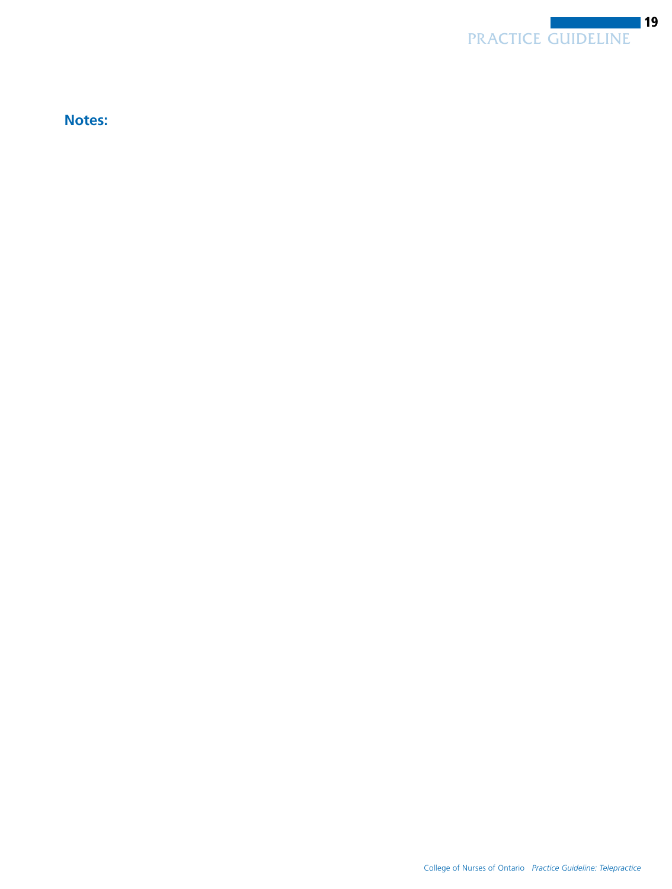**Notes:**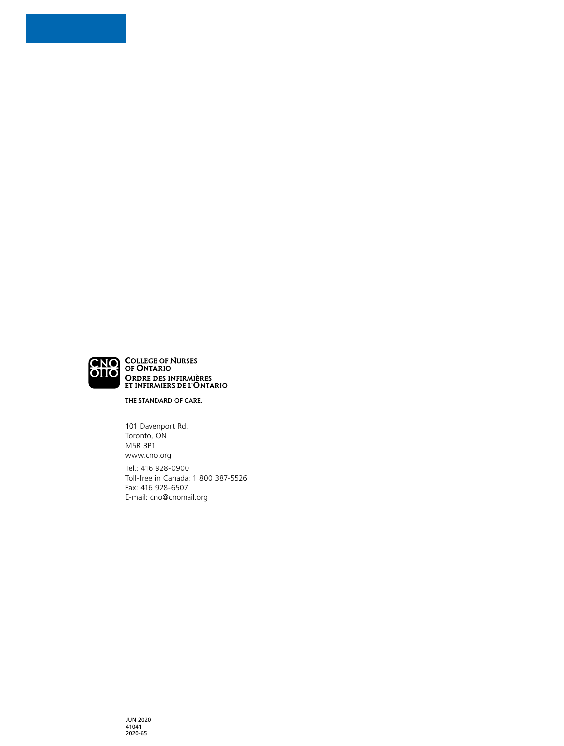COLLEGE OF NURSES OF ONTARIO

ORDRE DES INFIRMIÈRES ET INFIRMIERS DE L'ONTARIO

THE STANDARD OF CARE.

101 Davenport Rd.
Toronto, ON
M5R 3P1
www.cno.org

Tel.: 416 928-0900
Toll-free in Canada: 1 800 387-5526
Fax: 416 928-6507
E-mail: cno@cnomail.org

JUN 2020
41041
2020-65